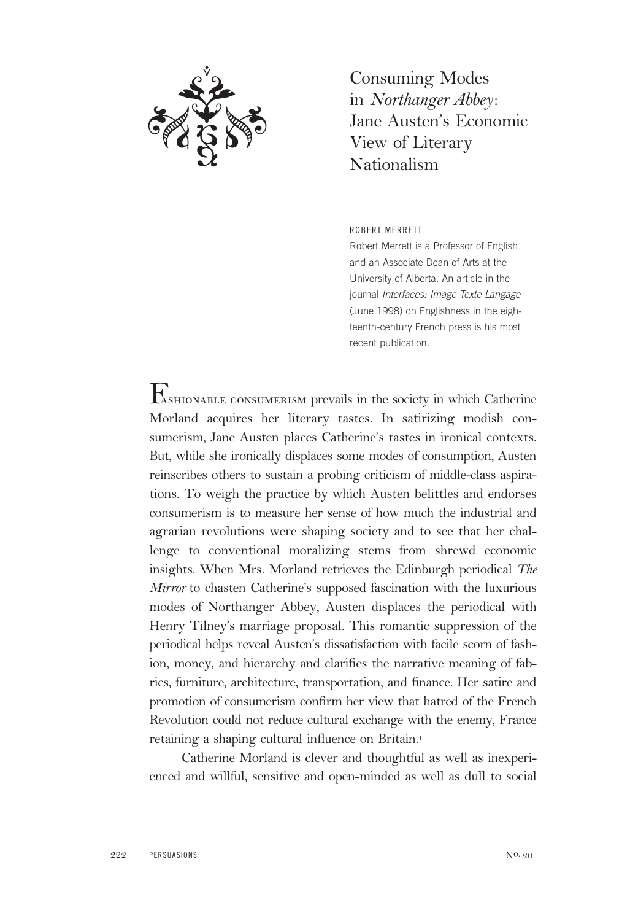# Consuming Modes in *Northanger Abbey*: Jane Austen's Economic View of Literary Nationalism

ROBERT MERRETT

Robert Merrett is a Professor of English and an Associate Dean of Arts at the University of Alberta. An article in the journal *Interfaces: Image Texte Langage* (June 1998) on Englishness in the eighteenth-century French press is his most recent publication.

Fashionable consumerism prevails in the society in which Catherine Morland acquires her literary tastes. In satirizing modish consumerism, Jane Austen places Catherine's tastes in ironical contexts. But, while she ironically displaces some modes of consumption, Austen reinscribes others to sustain a probing criticism of middle-class aspirations. To weigh the practice by which Austen belittles and endorses consumerism is to measure her sense of how much the industrial and agrarian revolutions were shaping society and to see that her challenge to conventional moralizing stems from shrewd economic insights. When Mrs. Morland retrieves the Edinburgh periodical *The Mirror* to chasten Catherine's supposed fascination with the luxurious modes of Northanger Abbey, Austen displaces the periodical with Henry Tilney's marriage proposal. This romantic suppression of the periodical helps reveal Austen's dissatisfaction with facile scorn of fashion, money, and hierarchy and clarifies the narrative meaning of fabrics, furniture, architecture, transportation, and finance. Her satire and promotion of consumerism confirm her view that hatred of the French Revolution could not reduce cultural exchange with the enemy, France retaining a shaping cultural influence on Britain.[1]

Catherine Morland is clever and thoughtful as well as inexperienced and willful, sensitive and open-minded as well as dull to social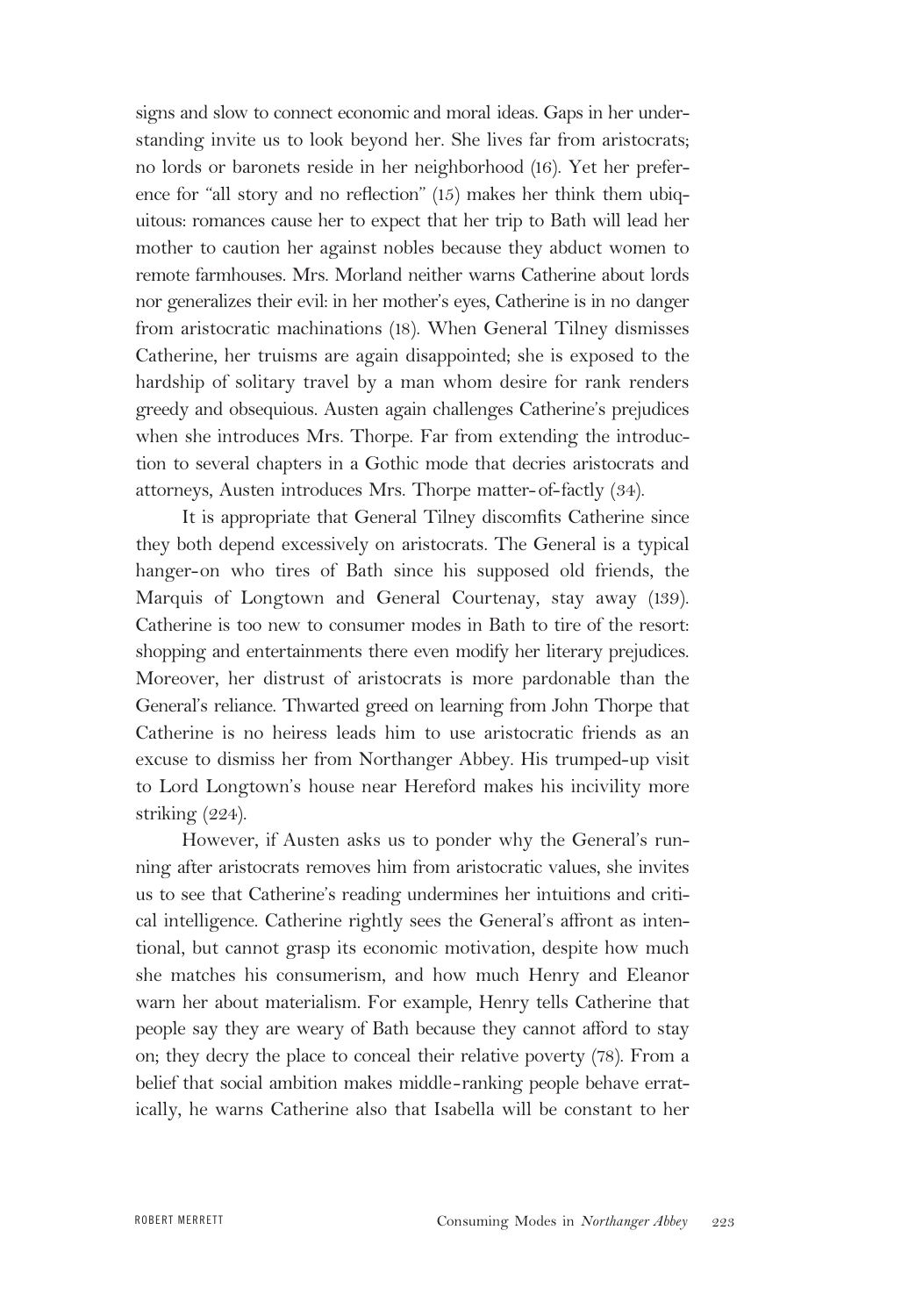signs and slow to connect economic and moral ideas. Gaps in her understanding invite us to look beyond her. She lives far from aristocrats; no lords or baronets reside in her neighborhood (16). Yet her preference for "all story and no reflection" (15) makes her think them ubiquitous: romances cause her to expect that her trip to Bath will lead her mother to caution her against nobles because they abduct women to remote farmhouses. Mrs. Morland neither warns Catherine about lords nor generalizes their evil: in her mother's eyes, Catherine is in no danger from aristocratic machinations (18). When General Tilney dismisses Catherine, her truisms are again disappointed; she is exposed to the hardship of solitary travel by a man whom desire for rank renders greedy and obsequious. Austen again challenges Catherine's prejudices when she introduces Mrs. Thorpe. Far from extending the introduction to several chapters in a Gothic mode that decries aristocrats and attorneys, Austen introduces Mrs. Thorpe matter-of-factly (34).

It is appropriate that General Tilney discomfits Catherine since they both depend excessively on aristocrats. The General is a typical hanger-on who tires of Bath since his supposed old friends, the Marquis of Longtown and General Courtenay, stay away (139). Catherine is too new to consumer modes in Bath to tire of the resort: shopping and entertainments there even modify her literary prejudices. Moreover, her distrust of aristocrats is more pardonable than the General's reliance. Thwarted greed on learning from John Thorpe that Catherine is no heiress leads him to use aristocratic friends as an excuse to dismiss her from Northanger Abbey. His trumped-up visit to Lord Longtown's house near Hereford makes his incivility more striking (224).

However, if Austen asks us to ponder why the General's running after aristocrats removes him from aristocratic values, she invites us to see that Catherine's reading undermines her intuitions and critical intelligence. Catherine rightly sees the General's affront as intentional, but cannot grasp its economic motivation, despite how much she matches his consumerism, and how much Henry and Eleanor warn her about materialism. For example, Henry tells Catherine that people say they are weary of Bath because they cannot afford to stay on; they decry the place to conceal their relative poverty (78). From a belief that social ambition makes middle-ranking people behave erratically, he warns Catherine also that Isabella will be constant to her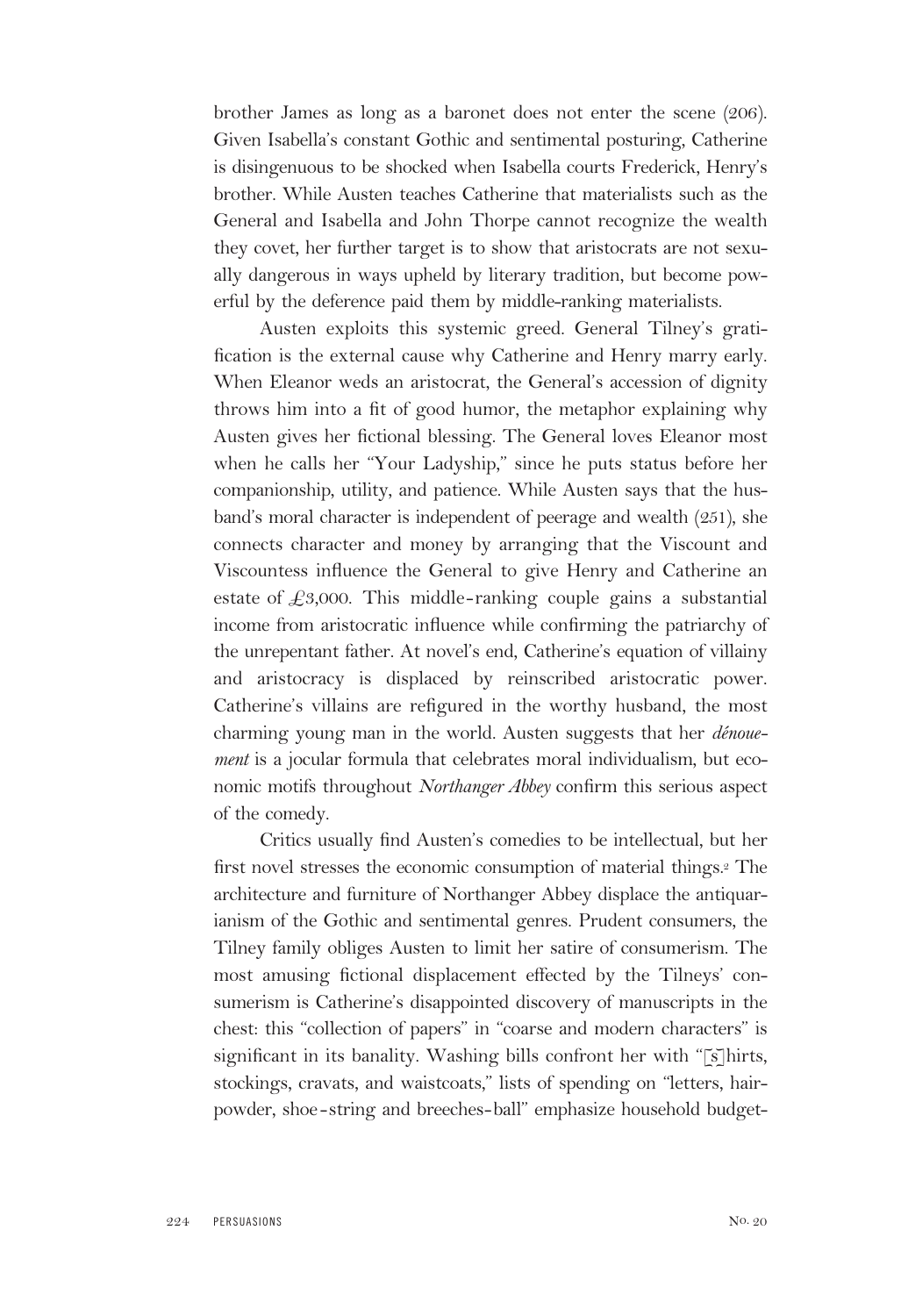brother James as long as a baronet does not enter the scene (206). Given Isabella's constant Gothic and sentimental posturing, Catherine is disingenuous to be shocked when Isabella courts Frederick, Henry's brother. While Austen teaches Catherine that materialists such as the General and Isabella and John Thorpe cannot recognize the wealth they covet, her further target is to show that aristocrats are not sexually dangerous in ways upheld by literary tradition, but become powerful by the deference paid them by middle-ranking materialists.

Austen exploits this systemic greed. General Tilney's gratification is the external cause why Catherine and Henry marry early. When Eleanor weds an aristocrat, the General's accession of dignity throws him into a fit of good humor, the metaphor explaining why Austen gives her fictional blessing. The General loves Eleanor most when he calls her "Your Ladyship," since he puts status before her companionship, utility, and patience. While Austen says that the husband's moral character is independent of peerage and wealth (251), she connects character and money by arranging that the Viscount and Viscountess influence the General to give Henry and Catherine an estate of £3,000. This middle-ranking couple gains a substantial income from aristocratic influence while confirming the patriarchy of the unrepentant father. At novel's end, Catherine's equation of villainy and aristocracy is displaced by reinscribed aristocratic power. Catherine's villains are refigured in the worthy husband, the most charming young man in the world. Austen suggests that her *dénouement* is a jocular formula that celebrates moral individualism, but economic motifs throughout *Northanger Abbey* confirm this serious aspect of the comedy.

Critics usually find Austen's comedies to be intellectual, but her first novel stresses the economic consumption of material things.[2] The architecture and furniture of Northanger Abbey displace the antiquarianism of the Gothic and sentimental genres. Prudent consumers, the Tilney family obliges Austen to limit her satire of consumerism. The most amusing fictional displacement effected by the Tilneys' consumerism is Catherine's disappointed discovery of manuscripts in the chest: this "collection of papers" in "coarse and modern characters" is significant in its banality. Washing bills confront her with "[s]hirts, stockings, cravats, and waistcoats," lists of spending on "letters, hair-powder, shoe-string and breeches-ball" emphasize household budget-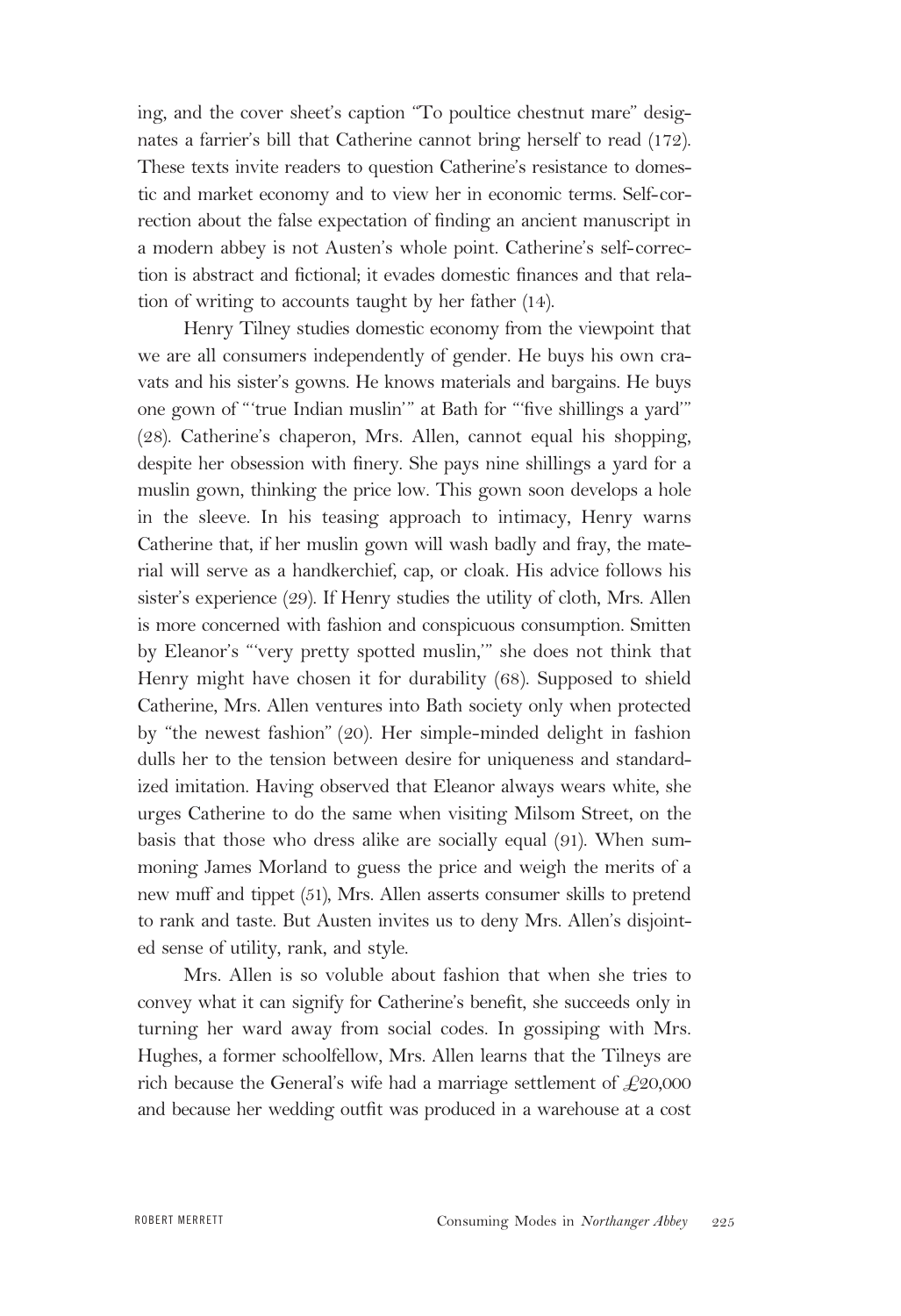ing, and the cover sheet's caption "To poultice chestnut mare" designates a farrier's bill that Catherine cannot bring herself to read (172). These texts invite readers to question Catherine's resistance to domestic and market economy and to view her in economic terms. Self-correction about the false expectation of finding an ancient manuscript in a modern abbey is not Austen's whole point. Catherine's self-correction is abstract and fictional; it evades domestic finances and that relation of writing to accounts taught by her father (14).

Henry Tilney studies domestic economy from the viewpoint that we are all consumers independently of gender. He buys his own cravats and his sister's gowns. He knows materials and bargains. He buys one gown of "'true Indian muslin'" at Bath for "'five shillings a yard'" (28). Catherine's chaperon, Mrs. Allen, cannot equal his shopping, despite her obsession with finery. She pays nine shillings a yard for a muslin gown, thinking the price low. This gown soon develops a hole in the sleeve. In his teasing approach to intimacy, Henry warns Catherine that, if her muslin gown will wash badly and fray, the material will serve as a handkerchief, cap, or cloak. His advice follows his sister's experience (29). If Henry studies the utility of cloth, Mrs. Allen is more concerned with fashion and conspicuous consumption. Smitten by Eleanor's "'very pretty spotted muslin,'" she does not think that Henry might have chosen it for durability (68). Supposed to shield Catherine, Mrs. Allen ventures into Bath society only when protected by "the newest fashion" (20). Her simple-minded delight in fashion dulls her to the tension between desire for uniqueness and standardized imitation. Having observed that Eleanor always wears white, she urges Catherine to do the same when visiting Milsom Street, on the basis that those who dress alike are socially equal (91). When summoning James Morland to guess the price and weigh the merits of a new muff and tippet (51), Mrs. Allen asserts consumer skills to pretend to rank and taste. But Austen invites us to deny Mrs. Allen's disjointed sense of utility, rank, and style.

Mrs. Allen is so voluble about fashion that when she tries to convey what it can signify for Catherine's benefit, she succeeds only in turning her ward away from social codes. In gossiping with Mrs. Hughes, a former schoolfellow, Mrs. Allen learns that the Tilneys are rich because the General's wife had a marriage settlement of £20,000 and because her wedding outfit was produced in a warehouse at a cost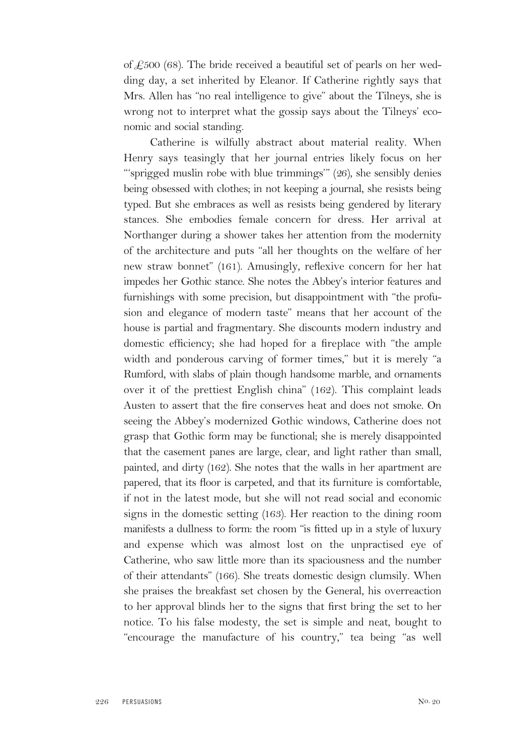of £500 (68). The bride received a beautiful set of pearls on her wedding day, a set inherited by Eleanor. If Catherine rightly says that Mrs. Allen has "no real intelligence to give" about the Tilneys, she is wrong not to interpret what the gossip says about the Tilneys' economic and social standing.

Catherine is wilfully abstract about material reality. When Henry says teasingly that her journal entries likely focus on her "'sprigged muslin robe with blue trimmings'" (26), she sensibly denies being obsessed with clothes; in not keeping a journal, she resists being typed. But she embraces as well as resists being gendered by literary stances. She embodies female concern for dress. Her arrival at Northanger during a shower takes her attention from the modernity of the architecture and puts "all her thoughts on the welfare of her new straw bonnet" (161). Amusingly, reflexive concern for her hat impedes her Gothic stance. She notes the Abbey's interior features and furnishings with some precision, but disappointment with "the profusion and elegance of modern taste" means that her account of the house is partial and fragmentary. She discounts modern industry and domestic efficiency; she had hoped for a fireplace with "the ample width and ponderous carving of former times," but it is merely "a Rumford, with slabs of plain though handsome marble, and ornaments over it of the prettiest English china" (162). This complaint leads Austen to assert that the fire conserves heat and does not smoke. On seeing the Abbey's modernized Gothic windows, Catherine does not grasp that Gothic form may be functional; she is merely disappointed that the casement panes are large, clear, and light rather than small, painted, and dirty (162). She notes that the walls in her apartment are papered, that its floor is carpeted, and that its furniture is comfortable, if not in the latest mode, but she will not read social and economic signs in the domestic setting (163). Her reaction to the dining room manifests a dullness to form: the room "is fitted up in a style of luxury and expense which was almost lost on the unpractised eye of Catherine, who saw little more than its spaciousness and the number of their attendants" (166). She treats domestic design clumsily. When she praises the breakfast set chosen by the General, his overreaction to her approval blinds her to the signs that first bring the set to her notice. To his false modesty, the set is simple and neat, bought to "encourage the manufacture of his country," tea being "as well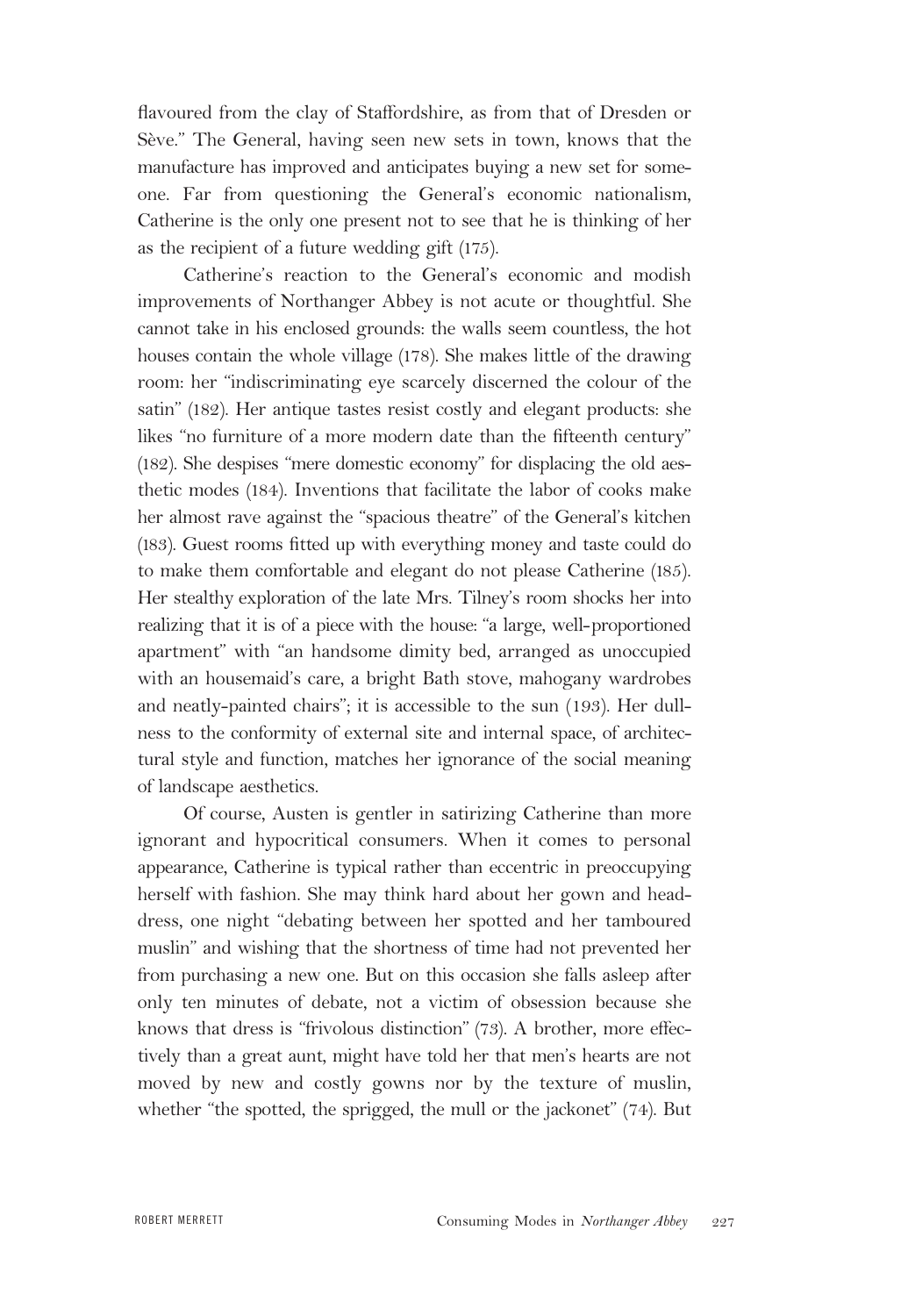flavoured from the clay of Staffordshire, as from that of Dresden or Sève." The General, having seen new sets in town, knows that the manufacture has improved and anticipates buying a new set for someone. Far from questioning the General's economic nationalism, Catherine is the only one present not to see that he is thinking of her as the recipient of a future wedding gift (175).

Catherine's reaction to the General's economic and modish improvements of Northanger Abbey is not acute or thoughtful. She cannot take in his enclosed grounds: the walls seem countless, the hot houses contain the whole village (178). She makes little of the drawing room: her "indiscriminating eye scarcely discerned the colour of the satin" (182). Her antique tastes resist costly and elegant products: she likes "no furniture of a more modern date than the fifteenth century" (182). She despises "mere domestic economy" for displacing the old aesthetic modes (184). Inventions that facilitate the labor of cooks make her almost rave against the "spacious theatre" of the General's kitchen (183). Guest rooms fitted up with everything money and taste could do to make them comfortable and elegant do not please Catherine (185). Her stealthy exploration of the late Mrs. Tilney's room shocks her into realizing that it is of a piece with the house: "a large, well-proportioned apartment" with "an handsome dimity bed, arranged as unoccupied with an housemaid's care, a bright Bath stove, mahogany wardrobes and neatly-painted chairs"; it is accessible to the sun (193). Her dullness to the conformity of external site and internal space, of architectural style and function, matches her ignorance of the social meaning of landscape aesthetics.

Of course, Austen is gentler in satirizing Catherine than more ignorant and hypocritical consumers. When it comes to personal appearance, Catherine is typical rather than eccentric in preoccupying herself with fashion. She may think hard about her gown and headdress, one night "debating between her spotted and her tamboured muslin" and wishing that the shortness of time had not prevented her from purchasing a new one. But on this occasion she falls asleep after only ten minutes of debate, not a victim of obsession because she knows that dress is "frivolous distinction" (73). A brother, more effectively than a great aunt, might have told her that men's hearts are not moved by new and costly gowns nor by the texture of muslin, whether "the spotted, the sprigged, the mull or the jackonet" (74). But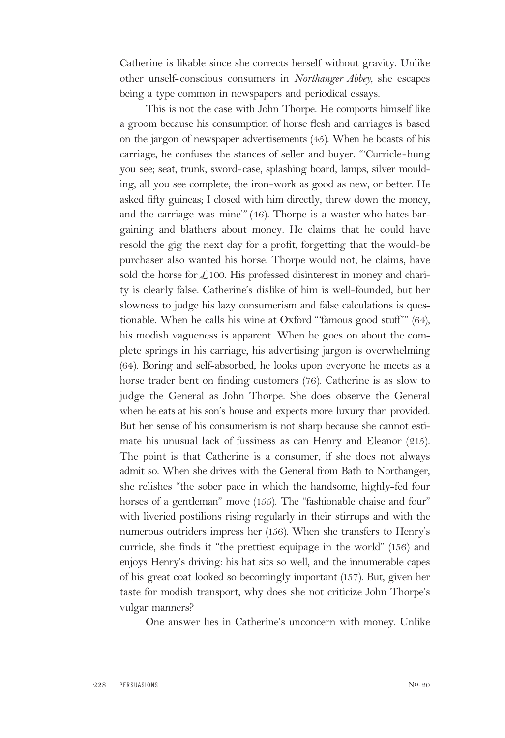Catherine is likable since she corrects herself without gravity. Unlike other unself-conscious consumers in *Northanger Abbey,* she escapes being a type common in newspapers and periodical essays.

This is not the case with John Thorpe. He comports himself like a groom because his consumption of horse flesh and carriages is based on the jargon of newspaper advertisements (45). When he boasts of his carriage, he confuses the stances of seller and buyer: "'Curricle-hung you see; seat, trunk, sword-case, splashing board, lamps, silver moulding, all you see complete; the iron-work as good as new, or better. He asked fifty guineas; I closed with him directly, threw down the money, and the carriage was mine'" (46). Thorpe is a waster who hates bargaining and blathers about money. He claims that he could have resold the gig the next day for a profit, forgetting that the would-be purchaser also wanted his horse. Thorpe would not, he claims, have sold the horse for £100. His professed disinterest in money and charity is clearly false. Catherine's dislike of him is well-founded, but her slowness to judge his lazy consumerism and false calculations is questionable. When he calls his wine at Oxford "'famous good stuff'" (64), his modish vagueness is apparent. When he goes on about the complete springs in his carriage, his advertising jargon is overwhelming (64). Boring and self-absorbed, he looks upon everyone he meets as a horse trader bent on finding customers (76). Catherine is as slow to judge the General as John Thorpe. She does observe the General when he eats at his son's house and expects more luxury than provided. But her sense of his consumerism is not sharp because she cannot estimate his unusual lack of fussiness as can Henry and Eleanor (215). The point is that Catherine is a consumer, if she does not always admit so. When she drives with the General from Bath to Northanger, she relishes "the sober pace in which the handsome, highly-fed four horses of a gentleman" move (155). The "fashionable chaise and four" with liveried postilions rising regularly in their stirrups and with the numerous outriders impress her (156). When she transfers to Henry's curricle, she finds it "the prettiest equipage in the world" (156) and enjoys Henry's driving: his hat sits so well, and the innumerable capes of his great coat looked so becomingly important (157). But, given her taste for modish transport, why does she not criticize John Thorpe's vulgar manners?

One answer lies in Catherine's unconcern with money. Unlike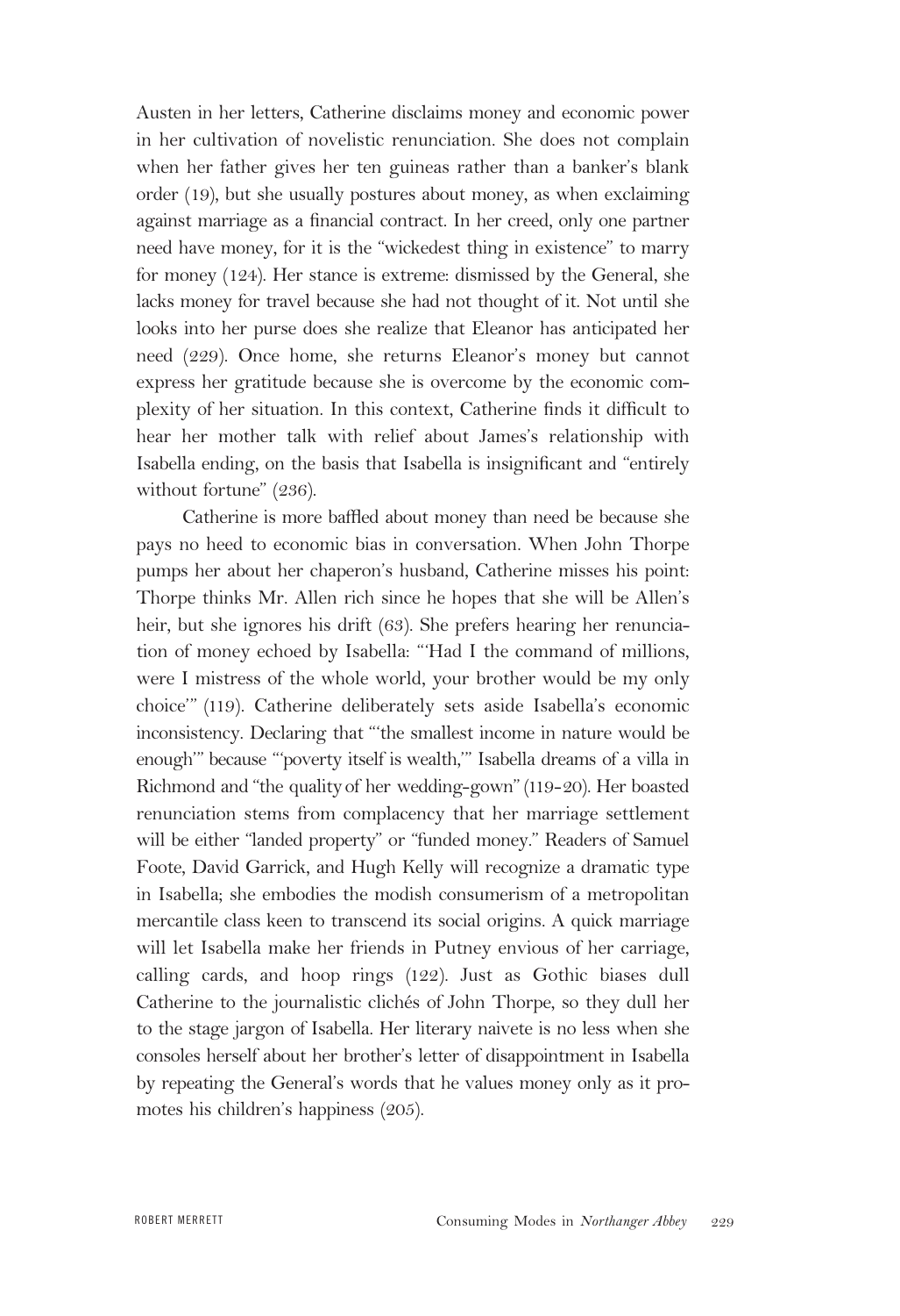Austen in her letters, Catherine disclaims money and economic power in her cultivation of novelistic renunciation. She does not complain when her father gives her ten guineas rather than a banker's blank order (19), but she usually postures about money, as when exclaiming against marriage as a financial contract. In her creed, only one partner need have money, for it is the "wickedest thing in existence" to marry for money (124). Her stance is extreme: dismissed by the General, she lacks money for travel because she had not thought of it. Not until she looks into her purse does she realize that Eleanor has anticipated her need (229). Once home, she returns Eleanor's money but cannot express her gratitude because she is overcome by the economic complexity of her situation. In this context, Catherine finds it difficult to hear her mother talk with relief about James's relationship with Isabella ending, on the basis that Isabella is insignificant and "entirely without fortune" (236).

Catherine is more baffled about money than need be because she pays no heed to economic bias in conversation. When John Thorpe pumps her about her chaperon's husband, Catherine misses his point: Thorpe thinks Mr. Allen rich since he hopes that she will be Allen's heir, but she ignores his drift (63). She prefers hearing her renunciation of money echoed by Isabella: "'Had I the command of millions, were I mistress of the whole world, your brother would be my only choice'" (119). Catherine deliberately sets aside Isabella's economic inconsistency. Declaring that "'the smallest income in nature would be enough'" because "'poverty itself is wealth,'" Isabella dreams of a villa in Richmond and "the quality of her wedding-gown" (119-20). Her boasted renunciation stems from complacency that her marriage settlement will be either "landed property" or "funded money." Readers of Samuel Foote, David Garrick, and Hugh Kelly will recognize a dramatic type in Isabella; she embodies the modish consumerism of a metropolitan mercantile class keen to transcend its social origins. A quick marriage will let Isabella make her friends in Putney envious of her carriage, calling cards, and hoop rings (122). Just as Gothic biases dull Catherine to the journalistic clichés of John Thorpe, so they dull her to the stage jargon of Isabella. Her literary naivete is no less when she consoles herself about her brother's letter of disappointment in Isabella by repeating the General's words that he values money only as it promotes his children's happiness (205).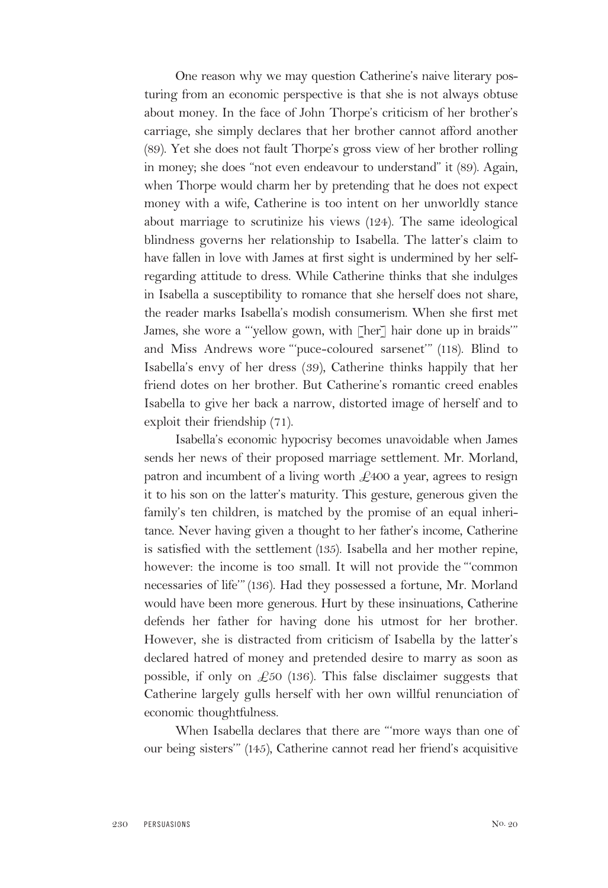One reason why we may question Catherine's naive literary posturing from an economic perspective is that she is not always obtuse about money. In the face of John Thorpe's criticism of her brother's carriage, she simply declares that her brother cannot afford another (89). Yet she does not fault Thorpe's gross view of her brother rolling in money; she does "not even endeavour to understand" it (89). Again, when Thorpe would charm her by pretending that he does not expect money with a wife, Catherine is too intent on her unworldly stance about marriage to scrutinize his views (124). The same ideological blindness governs her relationship to Isabella. The latter's claim to have fallen in love with James at first sight is undermined by her self-regarding attitude to dress. While Catherine thinks that she indulges in Isabella a susceptibility to romance that she herself does not share, the reader marks Isabella's modish consumerism. When she first met James, she wore a "'yellow gown, with [her] hair done up in braids'" and Miss Andrews wore "'puce-coloured sarsenet'" (118). Blind to Isabella's envy of her dress (39), Catherine thinks happily that her friend dotes on her brother. But Catherine's romantic creed enables Isabella to give her back a narrow, distorted image of herself and to exploit their friendship (71).

Isabella's economic hypocrisy becomes unavoidable when James sends her news of their proposed marriage settlement. Mr. Morland, patron and incumbent of a living worth £400 a year, agrees to resign it to his son on the latter's maturity. This gesture, generous given the family's ten children, is matched by the promise of an equal inheritance. Never having given a thought to her father's income, Catherine is satisfied with the settlement (135). Isabella and her mother repine, however: the income is too small. It will not provide the "'common necessaries of life'" (136). Had they possessed a fortune, Mr. Morland would have been more generous. Hurt by these insinuations, Catherine defends her father for having done his utmost for her brother. However, she is distracted from criticism of Isabella by the latter's declared hatred of money and pretended desire to marry as soon as possible, if only on £50 (136). This false disclaimer suggests that Catherine largely gulls herself with her own willful renunciation of economic thoughtfulness.

When Isabella declares that there are "'more ways than one of our being sisters'" (145), Catherine cannot read her friend's acquisitive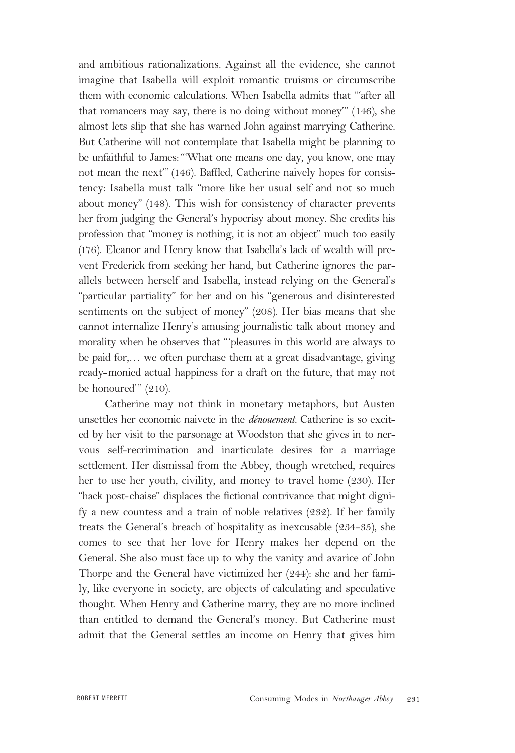and ambitious rationalizations. Against all the evidence, she cannot imagine that Isabella will exploit romantic truisms or circumscribe them with economic calculations. When Isabella admits that "'after all that romancers may say, there is no doing without money'" (146), she almost lets slip that she has warned John against marrying Catherine. But Catherine will not contemplate that Isabella might be planning to be unfaithful to James: "'What one means one day, you know, one may not mean the next'" (146). Baffled, Catherine naively hopes for consistency: Isabella must talk "more like her usual self and not so much about money" (148). This wish for consistency of character prevents her from judging the General's hypocrisy about money. She credits his profession that "money is nothing, it is not an object" much too easily (176). Eleanor and Henry know that Isabella's lack of wealth will prevent Frederick from seeking her hand, but Catherine ignores the parallels between herself and Isabella, instead relying on the General's "particular partiality" for her and on his "generous and disinterested sentiments on the subject of money" (208). Her bias means that she cannot internalize Henry's amusing journalistic talk about money and morality when he observes that "'pleasures in this world are always to be paid for,… we often purchase them at a great disadvantage, giving ready-monied actual happiness for a draft on the future, that may not be honoured'" (210).

Catherine may not think in monetary metaphors, but Austen unsettles her economic naivete in the *dénouement*. Catherine is so excited by her visit to the parsonage at Woodston that she gives in to nervous self-recrimination and inarticulate desires for a marriage settlement. Her dismissal from the Abbey, though wretched, requires her to use her youth, civility, and money to travel home (230). Her "hack post-chaise" displaces the fictional contrivance that might dignify a new countess and a train of noble relatives (232). If her family treats the General's breach of hospitality as inexcusable (234-35), she comes to see that her love for Henry makes her depend on the General. She also must face up to why the vanity and avarice of John Thorpe and the General have victimized her (244): she and her family, like everyone in society, are objects of calculating and speculative thought. When Henry and Catherine marry, they are no more inclined than entitled to demand the General's money. But Catherine must admit that the General settles an income on Henry that gives him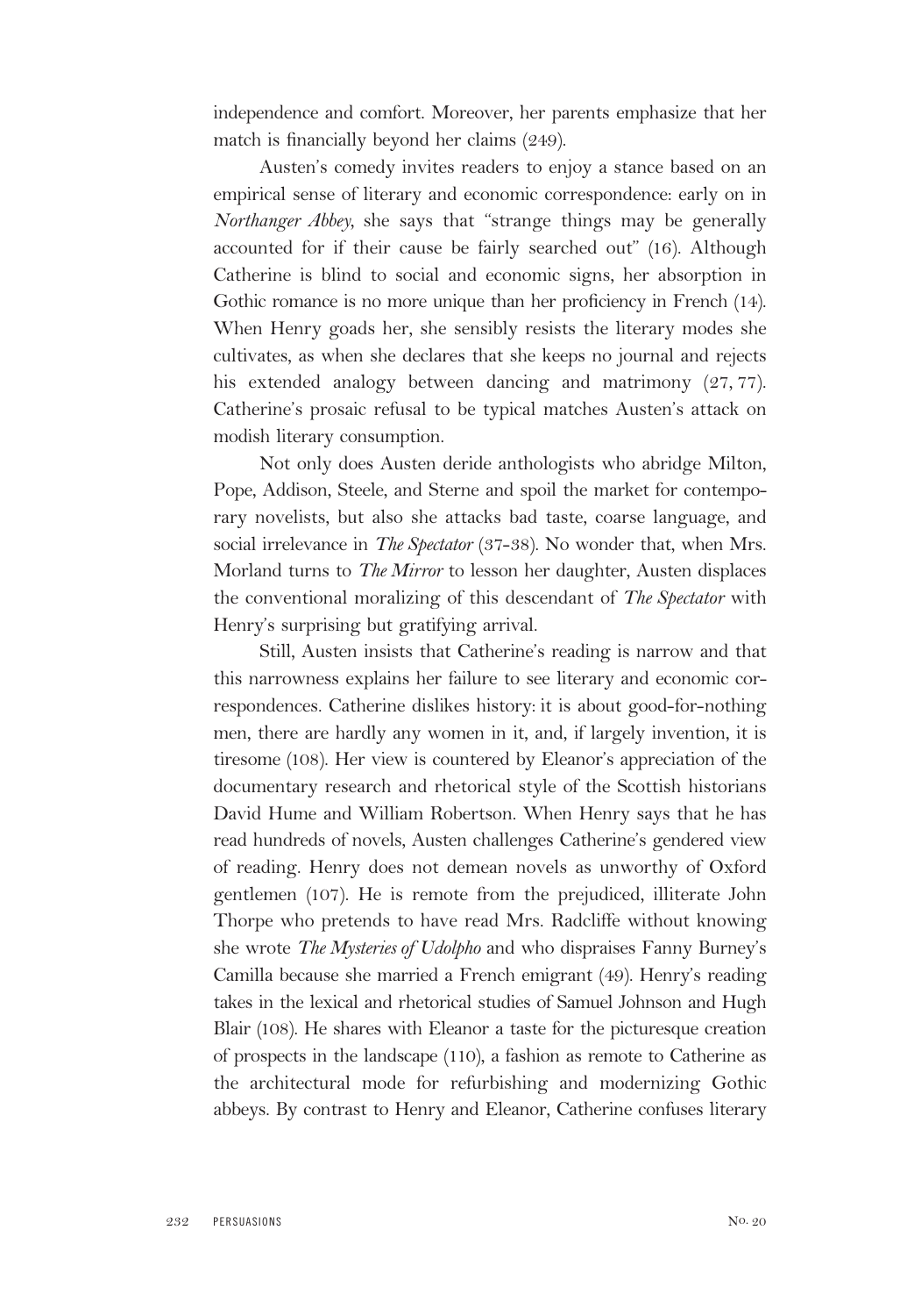independence and comfort. Moreover, her parents emphasize that her match is financially beyond her claims (249).

Austen's comedy invites readers to enjoy a stance based on an empirical sense of literary and economic correspondence: early on in *Northanger Abbey*, she says that "strange things may be generally accounted for if their cause be fairly searched out" (16). Although Catherine is blind to social and economic signs, her absorption in Gothic romance is no more unique than her proficiency in French (14). When Henry goads her, she sensibly resists the literary modes she cultivates, as when she declares that she keeps no journal and rejects his extended analogy between dancing and matrimony (27, 77). Catherine's prosaic refusal to be typical matches Austen's attack on modish literary consumption.

Not only does Austen deride anthologists who abridge Milton, Pope, Addison, Steele, and Sterne and spoil the market for contemporary novelists, but also she attacks bad taste, coarse language, and social irrelevance in *The Spectator* (37-38). No wonder that, when Mrs. Morland turns to *The Mirror* to lesson her daughter, Austen displaces the conventional moralizing of this descendant of *The Spectator* with Henry's surprising but gratifying arrival.

Still, Austen insists that Catherine's reading is narrow and that this narrowness explains her failure to see literary and economic correspondences. Catherine dislikes history: it is about good-for-nothing men, there are hardly any women in it, and, if largely invention, it is tiresome (108). Her view is countered by Eleanor's appreciation of the documentary research and rhetorical style of the Scottish historians David Hume and William Robertson. When Henry says that he has read hundreds of novels, Austen challenges Catherine's gendered view of reading. Henry does not demean novels as unworthy of Oxford gentlemen (107). He is remote from the prejudiced, illiterate John Thorpe who pretends to have read Mrs. Radcliffe without knowing she wrote *The Mysteries of Udolpho* and who dispraises Fanny Burney's Camilla because she married a French emigrant (49). Henry's reading takes in the lexical and rhetorical studies of Samuel Johnson and Hugh Blair (108). He shares with Eleanor a taste for the picturesque creation of prospects in the landscape (110), a fashion as remote to Catherine as the architectural mode for refurbishing and modernizing Gothic abbeys. By contrast to Henry and Eleanor, Catherine confuses literary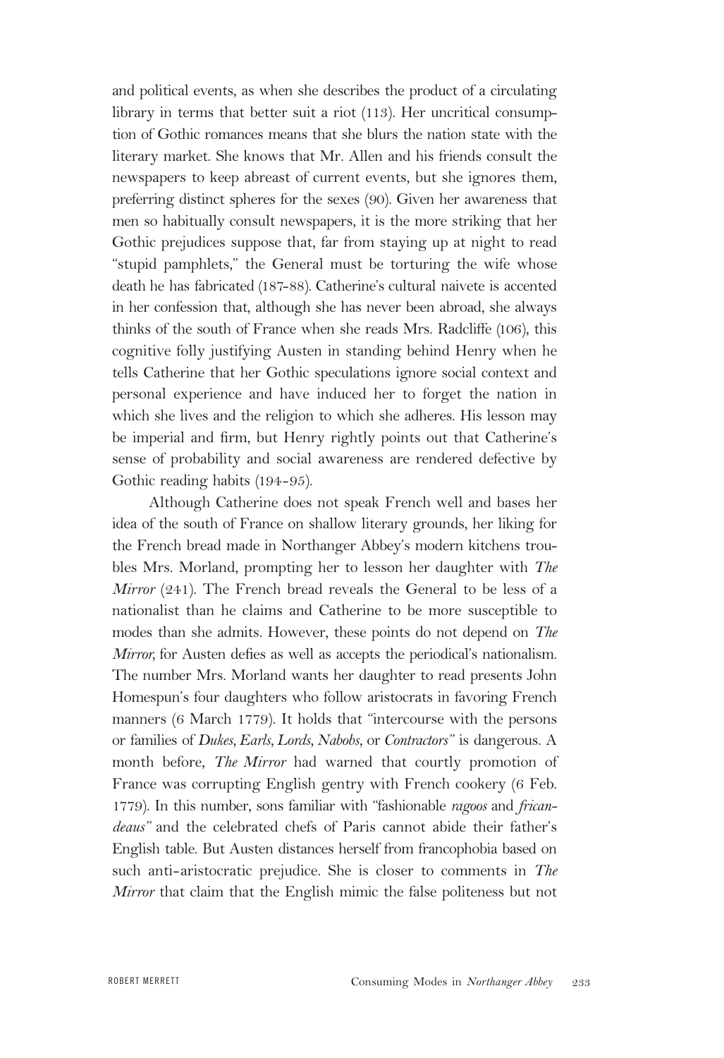and political events, as when she describes the product of a circulating library in terms that better suit a riot (113). Her uncritical consumption of Gothic romances means that she blurs the nation state with the literary market. She knows that Mr. Allen and his friends consult the newspapers to keep abreast of current events, but she ignores them, preferring distinct spheres for the sexes (90). Given her awareness that men so habitually consult newspapers, it is the more striking that her Gothic prejudices suppose that, far from staying up at night to read "stupid pamphlets," the General must be torturing the wife whose death he has fabricated (187-88). Catherine's cultural naivete is accented in her confession that, although she has never been abroad, she always thinks of the south of France when she reads Mrs. Radcliffe (106), this cognitive folly justifying Austen in standing behind Henry when he tells Catherine that her Gothic speculations ignore social context and personal experience and have induced her to forget the nation in which she lives and the religion to which she adheres. His lesson may be imperial and firm, but Henry rightly points out that Catherine's sense of probability and social awareness are rendered defective by Gothic reading habits (194-95).

Although Catherine does not speak French well and bases her idea of the south of France on shallow literary grounds, her liking for the French bread made in Northanger Abbey's modern kitchens troubles Mrs. Morland, prompting her to lesson her daughter with *The Mirror* (241). The French bread reveals the General to be less of a nationalist than he claims and Catherine to be more susceptible to modes than she admits. However, these points do not depend on *The Mirror*, for Austen defies as well as accepts the periodical's nationalism. The number Mrs. Morland wants her daughter to read presents John Homespun's four daughters who follow aristocrats in favoring French manners (6 March 1779). It holds that "intercourse with the persons or families of *Dukes*, *Earls*, *Lords*, *Nabobs*, or *Contractors*" is dangerous. A month before, *The Mirror* had warned that courtly promotion of France was corrupting English gentry with French cookery (6 Feb. 1779). In this number, sons familiar with "fashionable *ragoos* and *fricandeaus*" and the celebrated chefs of Paris cannot abide their father's English table. But Austen distances herself from francophobia based on such anti-aristocratic prejudice. She is closer to comments in *The Mirror* that claim that the English mimic the false politeness but not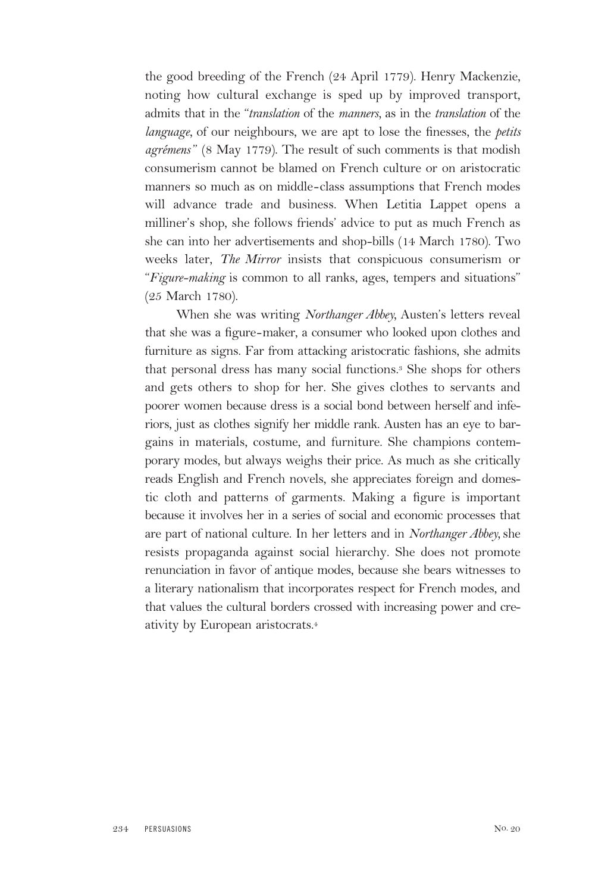the good breeding of the French (24 April 1779). Henry Mackenzie, noting how cultural exchange is sped up by improved transport, admits that in the "*translation* of the *manners*, as in the *translation* of the *language*, of our neighbours, we are apt to lose the finesses, the *petits agrémens*" (8 May 1779). The result of such comments is that modish consumerism cannot be blamed on French culture or on aristocratic manners so much as on middle-class assumptions that French modes will advance trade and business. When Letitia Lappet opens a milliner's shop, she follows friends' advice to put as much French as she can into her advertisements and shop-bills (14 March 1780). Two weeks later, *The Mirror* insists that conspicuous consumerism or "*Figure-making* is common to all ranks, ages, tempers and situations" (25 March 1780).

When she was writing *Northanger Abbey*, Austen's letters reveal that she was a figure-maker, a consumer who looked upon clothes and furniture as signs. Far from attacking aristocratic fashions, she admits that personal dress has many social functions.[3] She shops for others and gets others to shop for her. She gives clothes to servants and poorer women because dress is a social bond between herself and inferiors, just as clothes signify her middle rank. Austen has an eye to bargains in materials, costume, and furniture. She champions contemporary modes, but always weighs their price. As much as she critically reads English and French novels, she appreciates foreign and domestic cloth and patterns of garments. Making a figure is important because it involves her in a series of social and economic processes that are part of national culture. In her letters and in *Northanger Abbey*, she resists propaganda against social hierarchy. She does not promote renunciation in favor of antique modes, because she bears witnesses to a literary nationalism that incorporates respect for French modes, and that values the cultural borders crossed with increasing power and creativity by European aristocrats.[4]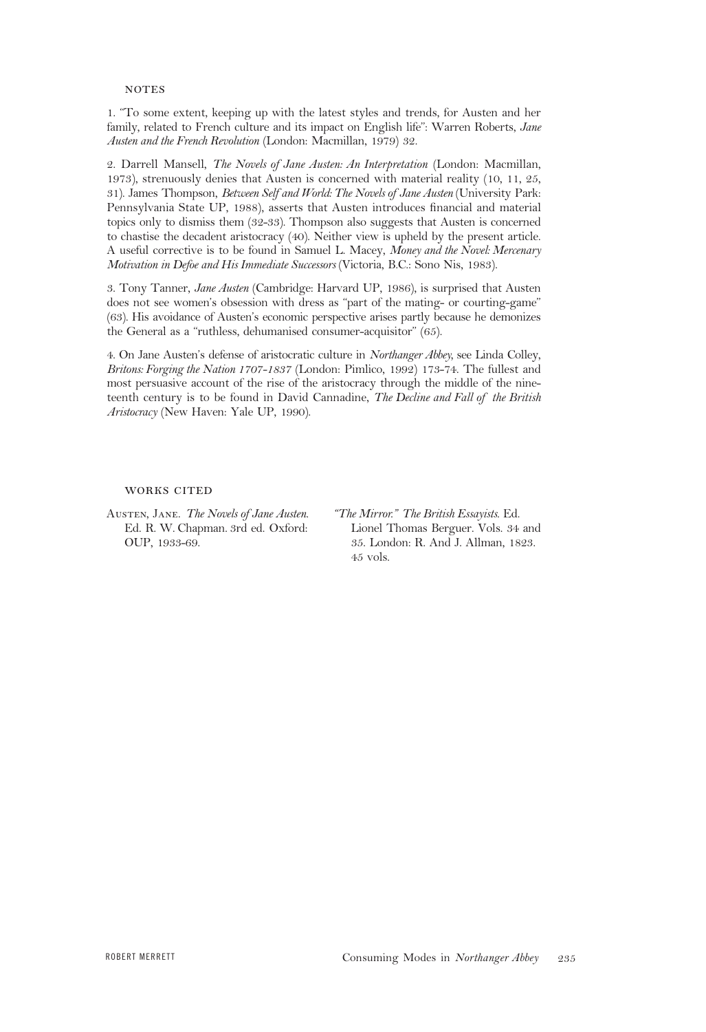## NOTES

1. "To some extent, keeping up with the latest styles and trends, for Austen and her family, related to French culture and its impact on English life": Warren Roberts, *Jane Austen and the French Revolution* (London: Macmillan, 1979) 32.

2. Darrell Mansell, *The Novels of Jane Austen: An Interpretation* (London: Macmillan, 1973), strenuously denies that Austen is concerned with material reality (10, 11, 25, 31). James Thompson, *Between Self and World: The Novels of Jane Austen* (University Park: Pennsylvania State UP, 1988), asserts that Austen introduces financial and material topics only to dismiss them (32-33). Thompson also suggests that Austen is concerned to chastise the decadent aristocracy (40). Neither view is upheld by the present article. A useful corrective is to be found in Samuel L. Macey, *Money and the Novel: Mercenary Motivation in Defoe and His Immediate Successors* (Victoria, B.C.: Sono Nis, 1983).

3. Tony Tanner, *Jane Austen* (Cambridge: Harvard UP, 1986), is surprised that Austen does not see women's obsession with dress as "part of the mating- or courting-game" (63). His avoidance of Austen's economic perspective arises partly because he demonizes the General as a "ruthless, dehumanised consumer-acquisitor" (65).

4. On Jane Austen's defense of aristocratic culture in *Northanger Abbey*, see Linda Colley, *Britons: Forging the Nation 1707-1837* (London: Pimlico, 1992) 173-74. The fullest and most persuasive account of the rise of the aristocracy through the middle of the nineteenth century is to be found in David Cannadine, *The Decline and Fall of the British Aristocracy* (New Haven: Yale UP, 1990).

## WORKS CITED

Austen, Jane. *The Novels of Jane Austen.* Ed. R. W. Chapman. 3rd ed. Oxford: OUP, 1933-69.

*"The Mirror." The British Essayists.* Ed. Lionel Thomas Berguer. Vols. 34 and 35. London: R. And J. Allman, 1823. 45 vols.